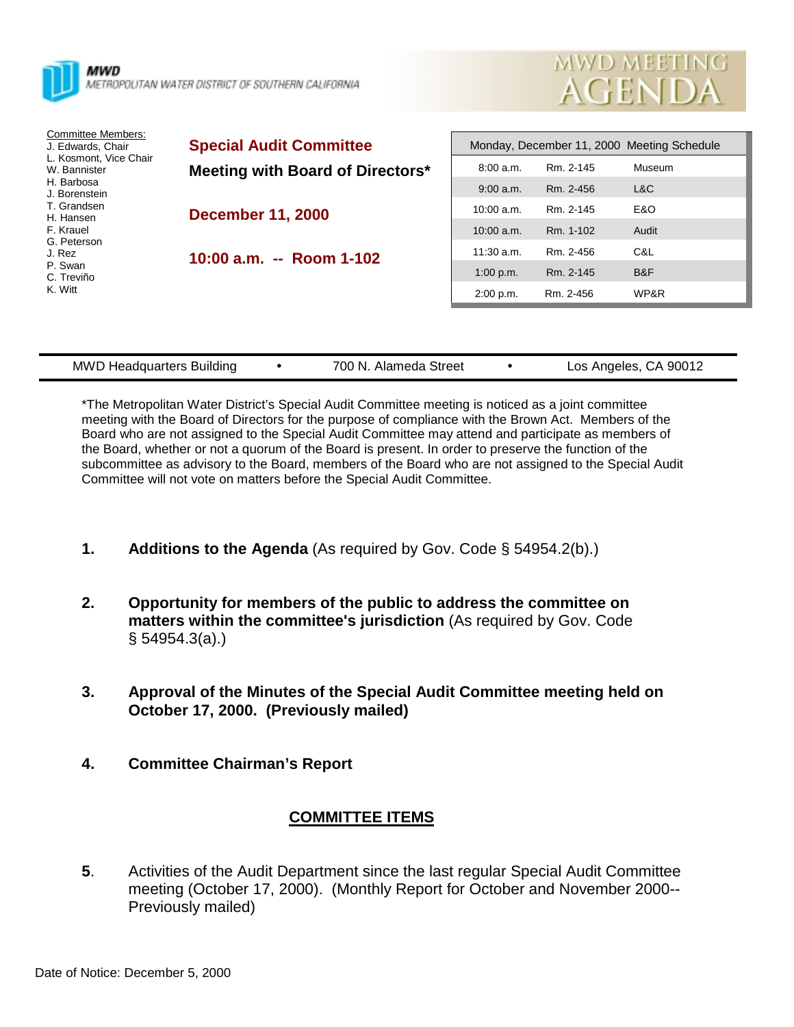MWD
METROPOLITAN WATER DISTRICT OF SOUTHERN CALIFORNIA

# MWD MEETING AGENDA

Committee Members:
J. Edwards, Chair
L. Kosmont, Vice Chair
W. Bannister
H. Barbosa
J. Borenstein
T. Grandsen
H. Hansen
F. Krauel
G. Peterson
J. Rez
P. Swan
C. Treviño
K. Witt

## Special Audit Committee

**Meeting with Board of Directors***

**December 11, 2000**

**10:00 a.m. -- Room 1-102**

| Monday, December 11, 2000 Meeting Schedule | | |
|---|---|---|
| 8:00 a.m. | Rm. 2-145 | Museum |
| 9:00 a.m. | Rm. 2-456 | L&C |
| 10:00 a.m. | Rm. 2-145 | E&O |
| 10:00 a.m. | Rm. 1-102 | Audit |
| 11:30 a.m. | Rm. 2-456 | C&L |
| 1:00 p.m. | Rm. 2-145 | B&F |
| 2:00 p.m. | Rm. 2-456 | WP&R |

MWD Headquarters Building • 700 N. Alameda Street • Los Angeles, CA 90012

*The Metropolitan Water District's Special Audit Committee meeting is noticed as a joint committee meeting with the Board of Directors for the purpose of compliance with the Brown Act. Members of the Board who are not assigned to the Special Audit Committee may attend and participate as members of the Board, whether or not a quorum of the Board is present. In order to preserve the function of the subcommittee as advisory to the Board, members of the Board who are not assigned to the Special Audit Committee will not vote on matters before the Special Audit Committee.

1. **Additions to the Agenda** (As required by Gov. Code § 54954.2(b).)

2. **Opportunity for members of the public to address the committee on matters within the committee's jurisdiction** (As required by Gov. Code § 54954.3(a).)

3. **Approval of the Minutes of the Special Audit Committee meeting held on October 17, 2000. (Previously mailed)**

4. **Committee Chairman's Report**

## COMMITTEE ITEMS

5. Activities of the Audit Department since the last regular Special Audit Committee meeting (October 17, 2000). (Monthly Report for October and November 2000--Previously mailed)

Date of Notice: December 5, 2000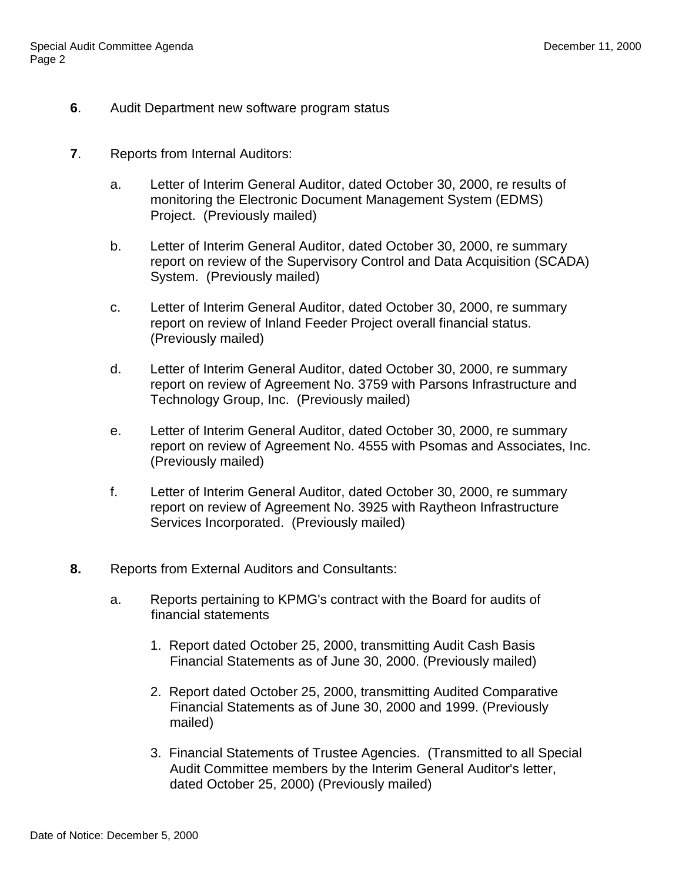**6**. Audit Department new software program status

**7**. Reports from Internal Auditors:

a. Letter of Interim General Auditor, dated October 30, 2000, re results of monitoring the Electronic Document Management System (EDMS) Project. (Previously mailed)

b. Letter of Interim General Auditor, dated October 30, 2000, re summary report on review of the Supervisory Control and Data Acquisition (SCADA) System. (Previously mailed)

c. Letter of Interim General Auditor, dated October 30, 2000, re summary report on review of Inland Feeder Project overall financial status. (Previously mailed)

d. Letter of Interim General Auditor, dated October 30, 2000, re summary report on review of Agreement No. 3759 with Parsons Infrastructure and Technology Group, Inc. (Previously mailed)

e. Letter of Interim General Auditor, dated October 30, 2000, re summary report on review of Agreement No. 4555 with Psomas and Associates, Inc. (Previously mailed)

f. Letter of Interim General Auditor, dated October 30, 2000, re summary report on review of Agreement No. 3925 with Raytheon Infrastructure Services Incorporated. (Previously mailed)

**8.** Reports from External Auditors and Consultants:

a. Reports pertaining to KPMG's contract with the Board for audits of financial statements

1. Report dated October 25, 2000, transmitting Audit Cash Basis Financial Statements as of June 30, 2000. (Previously mailed)

2. Report dated October 25, 2000, transmitting Audited Comparative Financial Statements as of June 30, 2000 and 1999. (Previously mailed)

3. Financial Statements of Trustee Agencies. (Transmitted to all Special Audit Committee members by the Interim General Auditor's letter, dated October 25, 2000) (Previously mailed)

Date of Notice: December 5, 2000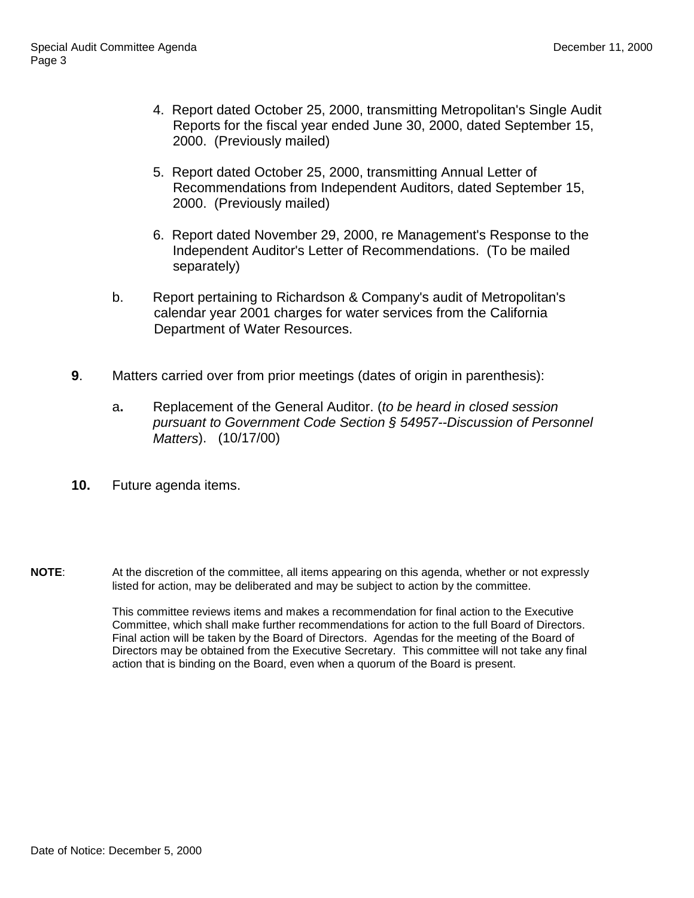4. Report dated October 25, 2000, transmitting Metropolitan's Single Audit Reports for the fiscal year ended June 30, 2000, dated September 15, 2000. (Previously mailed)

5. Report dated October 25, 2000, transmitting Annual Letter of Recommendations from Independent Auditors, dated September 15, 2000. (Previously mailed)

6. Report dated November 29, 2000, re Management's Response to the Independent Auditor's Letter of Recommendations. (To be mailed separately)

b. Report pertaining to Richardson & Company's audit of Metropolitan's calendar year 2001 charges for water services from the California Department of Water Resources.

**9**. Matters carried over from prior meetings (dates of origin in parenthesis):

a**.** Replacement of the General Auditor. (*to be heard in closed session pursuant to Government Code Section § 54957--Discussion of Personnel Matters*). (10/17/00)

**10.** Future agenda items.

**NOTE**: At the discretion of the committee, all items appearing on this agenda, whether or not expressly listed for action, may be deliberated and may be subject to action by the committee.

This committee reviews items and makes a recommendation for final action to the Executive Committee, which shall make further recommendations for action to the full Board of Directors. Final action will be taken by the Board of Directors. Agendas for the meeting of the Board of Directors may be obtained from the Executive Secretary. This committee will not take any final action that is binding on the Board, even when a quorum of the Board is present.

Date of Notice: December 5, 2000